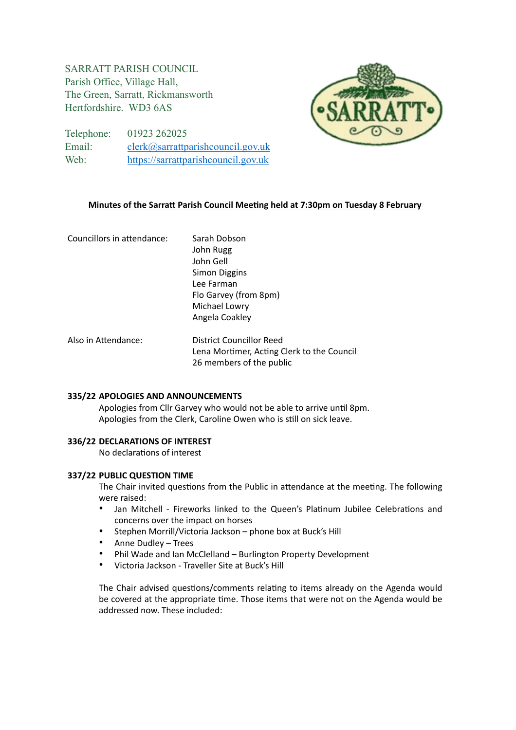SARRATT PARISH COUNCIL
Parish Office, Village Hall,
The Green, Sarratt, Rickmansworth
Hertfordshire. WD3 6AS

Telephone: 01923 262025
Email: clerk@sarrattparishcouncil.gov.uk
Web: https://sarrattparishcouncil.gov.uk

**Minutes of the Sarratt Parish Council Meeting held at 7:30pm on Tuesday 8 February**

| | |
|---|---|
| Councillors in attendance: | Sarah Dobson |
| | John Rugg |
| | John Gell |
| | Simon Diggins |
| | Lee Farman |
| | Flo Garvey (from 8pm) |
| | Michael Lowry |
| | Angela Coakley |
| Also in Attendance: | District Councillor Reed |
| | Lena Mortimer, Acting Clerk to the Council |
| | 26 members of the public |

**335/22 APOLOGIES AND ANNOUNCEMENTS**

Apologies from Cllr Garvey who would not be able to arrive until 8pm.
Apologies from the Clerk, Caroline Owen who is still on sick leave.

**336/22 DECLARATIONS OF INTEREST**

No declarations of interest

**337/22 PUBLIC QUESTION TIME**

The Chair invited questions from the Public in attendance at the meeting. The following were raised:

- Jan Mitchell - Fireworks linked to the Queen's Platinum Jubilee Celebrations and concerns over the impact on horses
- Stephen Morrill/Victoria Jackson – phone box at Buck's Hill
- Anne Dudley – Trees
- Phil Wade and Ian McClelland – Burlington Property Development
- Victoria Jackson - Traveller Site at Buck's Hill

The Chair advised questions/comments relating to items already on the Agenda would be covered at the appropriate time. Those items that were not on the Agenda would be addressed now. These included: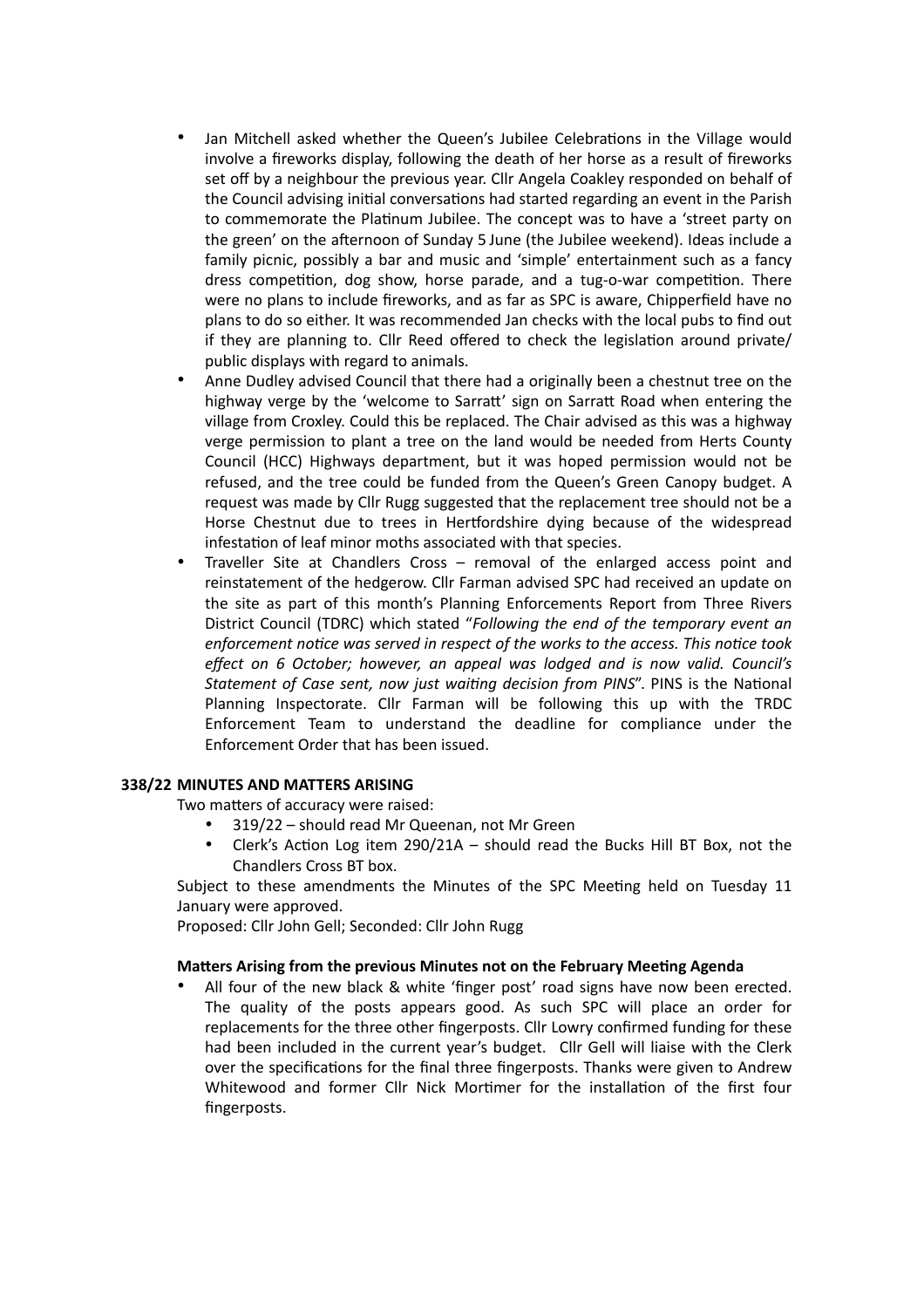- Jan Mitchell asked whether the Queen's Jubilee Celebrations in the Village would involve a fireworks display, following the death of her horse as a result of fireworks set off by a neighbour the previous year. Cllr Angela Coakley responded on behalf of the Council advising initial conversations had started regarding an event in the Parish to commemorate the Platinum Jubilee. The concept was to have a 'street party on the green' on the afternoon of Sunday 5 June (the Jubilee weekend). Ideas include a family picnic, possibly a bar and music and 'simple' entertainment such as a fancy dress competition, dog show, horse parade, and a tug-o-war competition. There were no plans to include fireworks, and as far as SPC is aware, Chipperfield have no plans to do so either. It was recommended Jan checks with the local pubs to find out if they are planning to. Cllr Reed offered to check the legislation around private/ public displays with regard to animals.
- Anne Dudley advised Council that there had a originally been a chestnut tree on the highway verge by the 'welcome to Sarratt' sign on Sarratt Road when entering the village from Croxley. Could this be replaced. The Chair advised as this was a highway verge permission to plant a tree on the land would be needed from Herts County Council (HCC) Highways department, but it was hoped permission would not be refused, and the tree could be funded from the Queen's Green Canopy budget. A request was made by Cllr Rugg suggested that the replacement tree should not be a Horse Chestnut due to trees in Hertfordshire dying because of the widespread infestation of leaf minor moths associated with that species.
- Traveller Site at Chandlers Cross – removal of the enlarged access point and reinstatement of the hedgerow. Cllr Farman advised SPC had received an update on the site as part of this month's Planning Enforcements Report from Three Rivers District Council (TDRC) which stated "*Following the end of the temporary event an enforcement notice was served in respect of the works to the access. This notice took effect on 6 October; however, an appeal was lodged and is now valid. Council's Statement of Case sent, now just waiting decision from PINS*". PINS is the National Planning Inspectorate. Cllr Farman will be following this up with the TRDC Enforcement Team to understand the deadline for compliance under the Enforcement Order that has been issued.

**338/22 MINUTES AND MATTERS ARISING**

Two matters of accuracy were raised:

- 319/22 – should read Mr Queenan, not Mr Green
- Clerk's Action Log item 290/21A – should read the Bucks Hill BT Box, not the Chandlers Cross BT box.

Subject to these amendments the Minutes of the SPC Meeting held on Tuesday 11 January were approved.

Proposed: Cllr John Gell; Seconded: Cllr John Rugg

**Matters Arising from the previous Minutes not on the February Meeting Agenda**

- All four of the new black & white 'finger post' road signs have now been erected. The quality of the posts appears good. As such SPC will place an order for replacements for the three other fingerposts. Cllr Lowry confirmed funding for these had been included in the current year's budget. Cllr Gell will liaise with the Clerk over the specifications for the final three fingerposts. Thanks were given to Andrew Whitewood and former Cllr Nick Mortimer for the installation of the first four fingerposts.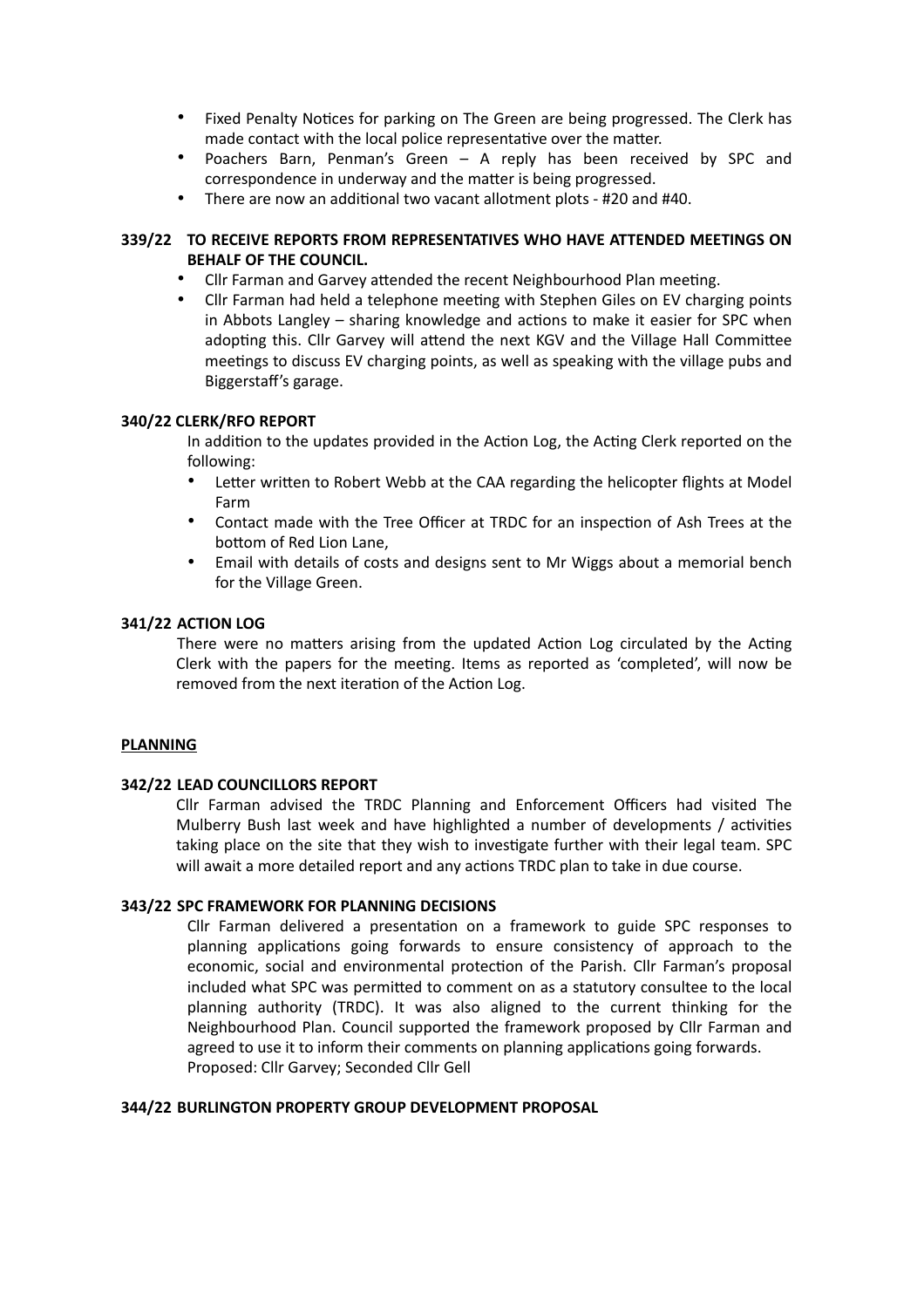- Fixed Penalty Notices for parking on The Green are being progressed. The Clerk has made contact with the local police representative over the matter.
- Poachers Barn, Penman's Green – A reply has been received by SPC and correspondence in underway and the matter is being progressed.
- There are now an additional two vacant allotment plots - #20 and #40.

**339/22 TO RECEIVE REPORTS FROM REPRESENTATIVES WHO HAVE ATTENDED MEETINGS ON BEHALF OF THE COUNCIL.**

- Cllr Farman and Garvey attended the recent Neighbourhood Plan meeting.
- Cllr Farman had held a telephone meeting with Stephen Giles on EV charging points in Abbots Langley – sharing knowledge and actions to make it easier for SPC when adopting this. Cllr Garvey will attend the next KGV and the Village Hall Committee meetings to discuss EV charging points, as well as speaking with the village pubs and Biggerstaff's garage.

**340/22 CLERK/RFO REPORT**

In addition to the updates provided in the Action Log, the Acting Clerk reported on the following:

- Letter written to Robert Webb at the CAA regarding the helicopter flights at Model Farm
- Contact made with the Tree Officer at TRDC for an inspection of Ash Trees at the bottom of Red Lion Lane,
- Email with details of costs and designs sent to Mr Wiggs about a memorial bench for the Village Green.

**341/22 ACTION LOG**

There were no matters arising from the updated Action Log circulated by the Acting Clerk with the papers for the meeting. Items as reported as 'completed', will now be removed from the next iteration of the Action Log.

**PLANNING**

**342/22 LEAD COUNCILLORS REPORT**

Cllr Farman advised the TRDC Planning and Enforcement Officers had visited The Mulberry Bush last week and have highlighted a number of developments / activities taking place on the site that they wish to investigate further with their legal team. SPC will await a more detailed report and any actions TRDC plan to take in due course.

**343/22 SPC FRAMEWORK FOR PLANNING DECISIONS**

Cllr Farman delivered a presentation on a framework to guide SPC responses to planning applications going forwards to ensure consistency of approach to the economic, social and environmental protection of the Parish. Cllr Farman's proposal included what SPC was permitted to comment on as a statutory consultee to the local planning authority (TRDC). It was also aligned to the current thinking for the Neighbourhood Plan. Council supported the framework proposed by Cllr Farman and agreed to use it to inform their comments on planning applications going forwards.
Proposed: Cllr Garvey; Seconded Cllr Gell

**344/22 BURLINGTON PROPERTY GROUP DEVELOPMENT PROPOSAL**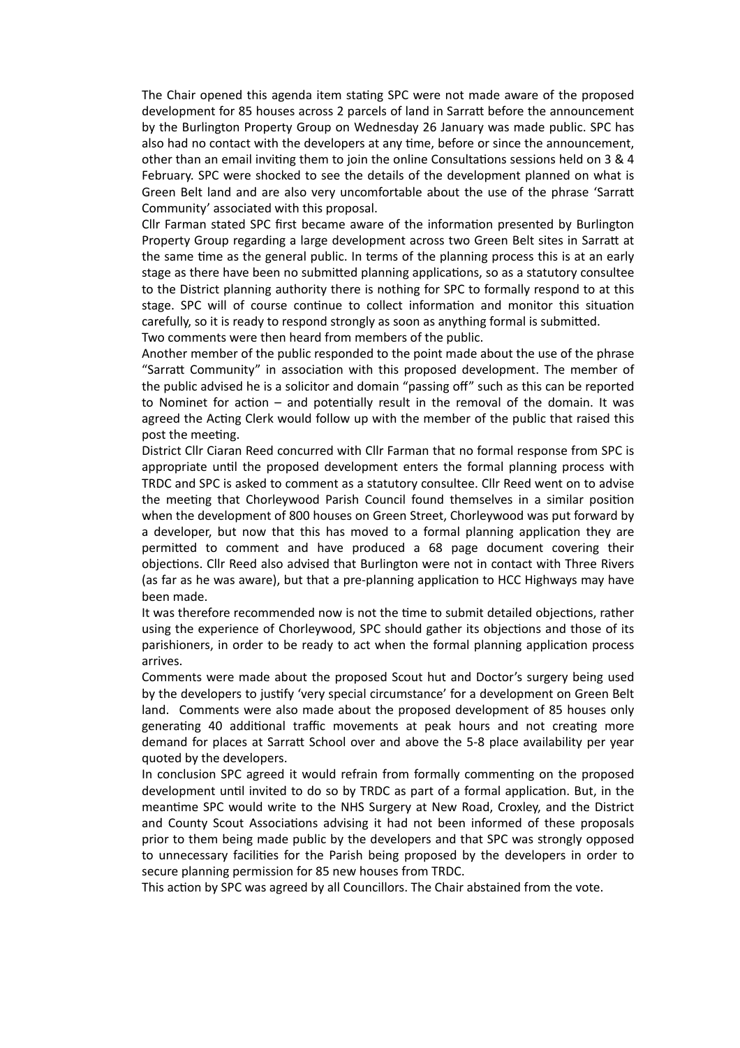The Chair opened this agenda item stating SPC were not made aware of the proposed development for 85 houses across 2 parcels of land in Sarratt before the announcement by the Burlington Property Group on Wednesday 26 January was made public. SPC has also had no contact with the developers at any time, before or since the announcement, other than an email inviting them to join the online Consultations sessions held on 3 & 4 February. SPC were shocked to see the details of the development planned on what is Green Belt land and are also very uncomfortable about the use of the phrase 'Sarratt Community' associated with this proposal.

Cllr Farman stated SPC first became aware of the information presented by Burlington Property Group regarding a large development across two Green Belt sites in Sarratt at the same time as the general public. In terms of the planning process this is at an early stage as there have been no submitted planning applications, so as a statutory consultee to the District planning authority there is nothing for SPC to formally respond to at this stage. SPC will of course continue to collect information and monitor this situation carefully, so it is ready to respond strongly as soon as anything formal is submitted.

Two comments were then heard from members of the public.

Another member of the public responded to the point made about the use of the phrase "Sarratt Community" in association with this proposed development. The member of the public advised he is a solicitor and domain "passing off" such as this can be reported to Nominet for action – and potentially result in the removal of the domain. It was agreed the Acting Clerk would follow up with the member of the public that raised this post the meeting.

District Cllr Ciaran Reed concurred with Cllr Farman that no formal response from SPC is appropriate until the proposed development enters the formal planning process with TRDC and SPC is asked to comment as a statutory consultee. Cllr Reed went on to advise the meeting that Chorleywood Parish Council found themselves in a similar position when the development of 800 houses on Green Street, Chorleywood was put forward by a developer, but now that this has moved to a formal planning application they are permitted to comment and have produced a 68 page document covering their objections. Cllr Reed also advised that Burlington were not in contact with Three Rivers (as far as he was aware), but that a pre-planning application to HCC Highways may have been made.

It was therefore recommended now is not the time to submit detailed objections, rather using the experience of Chorleywood, SPC should gather its objections and those of its parishioners, in order to be ready to act when the formal planning application process arrives.

Comments were made about the proposed Scout hut and Doctor's surgery being used by the developers to justify 'very special circumstance' for a development on Green Belt land. Comments were also made about the proposed development of 85 houses only generating 40 additional traffic movements at peak hours and not creating more demand for places at Sarratt School over and above the 5-8 place availability per year quoted by the developers.

In conclusion SPC agreed it would refrain from formally commenting on the proposed development until invited to do so by TRDC as part of a formal application. But, in the meantime SPC would write to the NHS Surgery at New Road, Croxley, and the District and County Scout Associations advising it had not been informed of these proposals prior to them being made public by the developers and that SPC was strongly opposed to unnecessary facilities for the Parish being proposed by the developers in order to secure planning permission for 85 new houses from TRDC.

This action by SPC was agreed by all Councillors. The Chair abstained from the vote.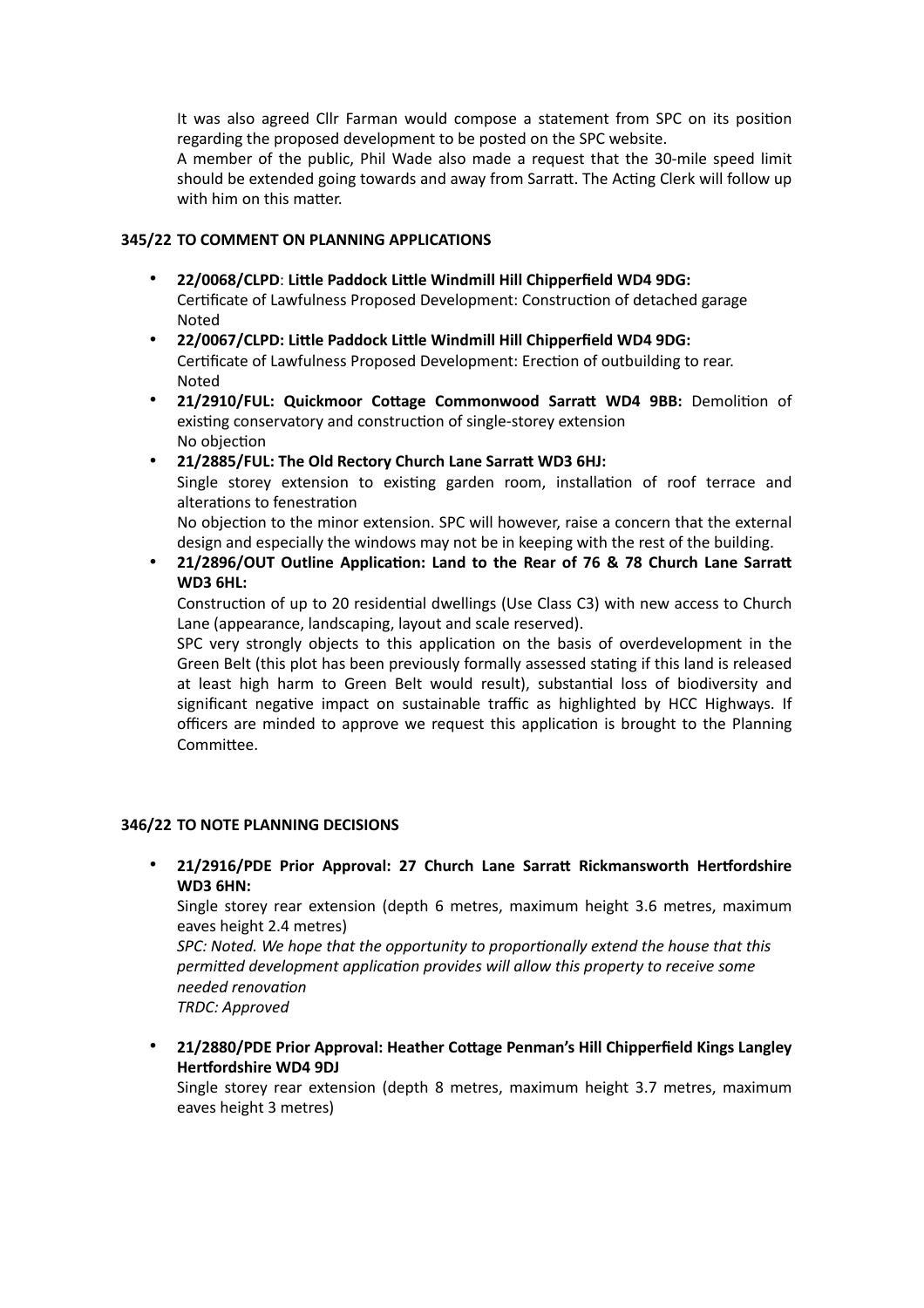It was also agreed Cllr Farman would compose a statement from SPC on its position regarding the proposed development to be posted on the SPC website.

A member of the public, Phil Wade also made a request that the 30-mile speed limit should be extended going towards and away from Sarratt. The Acting Clerk will follow up with him on this matter.

**345/22 TO COMMENT ON PLANNING APPLICATIONS**

- **22/0068/CLPD**: **Little Paddock Little Windmill Hill Chipperfield WD4 9DG:** Certificate of Lawfulness Proposed Development: Construction of detached garage Noted
- **22/0067/CLPD: Little Paddock Little Windmill Hill Chipperfield WD4 9DG:** Certificate of Lawfulness Proposed Development: Erection of outbuilding to rear. Noted
- **21/2910/FUL: Quickmoor Cottage Commonwood Sarratt WD4 9BB:** Demolition of existing conservatory and construction of single-storey extension No objection
- **21/2885/FUL: The Old Rectory Church Lane Sarratt WD3 6HJ:** Single storey extension to existing garden room, installation of roof terrace and alterations to fenestration No objection to the minor extension. SPC will however, raise a concern that the external design and especially the windows may not be in keeping with the rest of the building.
- **21/2896/OUT Outline Application: Land to the Rear of 76 & 78 Church Lane Sarratt WD3 6HL:** Construction of up to 20 residential dwellings (Use Class C3) with new access to Church Lane (appearance, landscaping, layout and scale reserved). SPC very strongly objects to this application on the basis of overdevelopment in the Green Belt (this plot has been previously formally assessed stating if this land is released at least high harm to Green Belt would result), substantial loss of biodiversity and significant negative impact on sustainable traffic as highlighted by HCC Highways. If officers are minded to approve we request this application is brought to the Planning Committee.

**346/22 TO NOTE PLANNING DECISIONS**

- **21/2916/PDE Prior Approval: 27 Church Lane Sarratt Rickmansworth Hertfordshire WD3 6HN:**
  Single storey rear extension (depth 6 metres, maximum height 3.6 metres, maximum eaves height 2.4 metres)
  *SPC: Noted. We hope that the opportunity to proportionally extend the house that this permitted development application provides will allow this property to receive some needed renovation*
  *TRDC: Approved*
- **21/2880/PDE Prior Approval: Heather Cottage Penman's Hill Chipperfield Kings Langley Hertfordshire WD4 9DJ**
  Single storey rear extension (depth 8 metres, maximum height 3.7 metres, maximum eaves height 3 metres)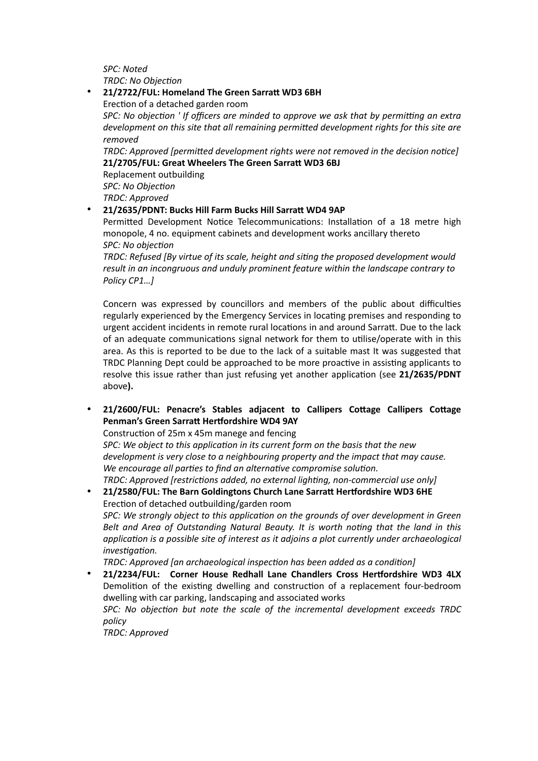*SPC: Noted*
*TRDC: No Objection*

- **21/2722/FUL: Homeland The Green Sarratt WD3 6BH**
  Erection of a detached garden room
  *SPC: No objection ' If officers are minded to approve we ask that by permitting an extra development on this site that all remaining permitted development rights for this site are removed*
  *TRDC: Approved [permitted development rights were not removed in the decision notice]*
  **21/2705/FUL: Great Wheelers The Green Sarratt WD3 6BJ**
  Replacement outbuilding
  *SPC: No Objection*
  *TRDC: Approved*
- **21/2635/PDNT: Bucks Hill Farm Bucks Hill Sarratt WD4 9AP**
  Permitted Development Notice Telecommunications: Installation of a 18 metre high monopole, 4 no. equipment cabinets and development works ancillary thereto
  *SPC: No objection*
  *TRDC: Refused [By virtue of its scale, height and siting the proposed development would result in an incongruous and unduly prominent feature within the landscape contrary to Policy CP1…]*

  Concern was expressed by councillors and members of the public about difficulties regularly experienced by the Emergency Services in locating premises and responding to urgent accident incidents in remote rural locations in and around Sarratt. Due to the lack of an adequate communications signal network for them to utilise/operate with in this area. As this is reported to be due to the lack of a suitable mast It was suggested that TRDC Planning Dept could be approached to be more proactive in assisting applicants to resolve this issue rather than just refusing yet another application (see **21/2635/PDNT** above**).**

- **21/2600/FUL: Penacre's Stables adjacent to Callipers Cottage Callipers Cottage Penman's Green Sarratt Hertfordshire WD4 9AY**
  Construction of 25m x 45m manege and fencing
  *SPC: We object to this application in its current form on the basis that the new development is very close to a neighbouring property and the impact that may cause. We encourage all parties to find an alternative compromise solution.*
  *TRDC: Approved [restrictions added, no external lighting, non-commercial use only]*
- **21/2580/FUL: The Barn Goldingtons Church Lane Sarratt Hertfordshire WD3 6HE**
  Erection of detached outbuilding/garden room
  *SPC: We strongly object to this application on the grounds of over development in Green Belt and Area of Outstanding Natural Beauty. It is worth noting that the land in this application is a possible site of interest as it adjoins a plot currently under archaeological investigation.*
  *TRDC: Approved [an archaeological inspection has been added as a condition]*
- **21/2234/FUL: Corner House Redhall Lane Chandlers Cross Hertfordshire WD3 4LX**
  Demolition of the existing dwelling and construction of a replacement four-bedroom dwelling with car parking, landscaping and associated works
  *SPC: No objection but note the scale of the incremental development exceeds TRDC policy*
  *TRDC: Approved*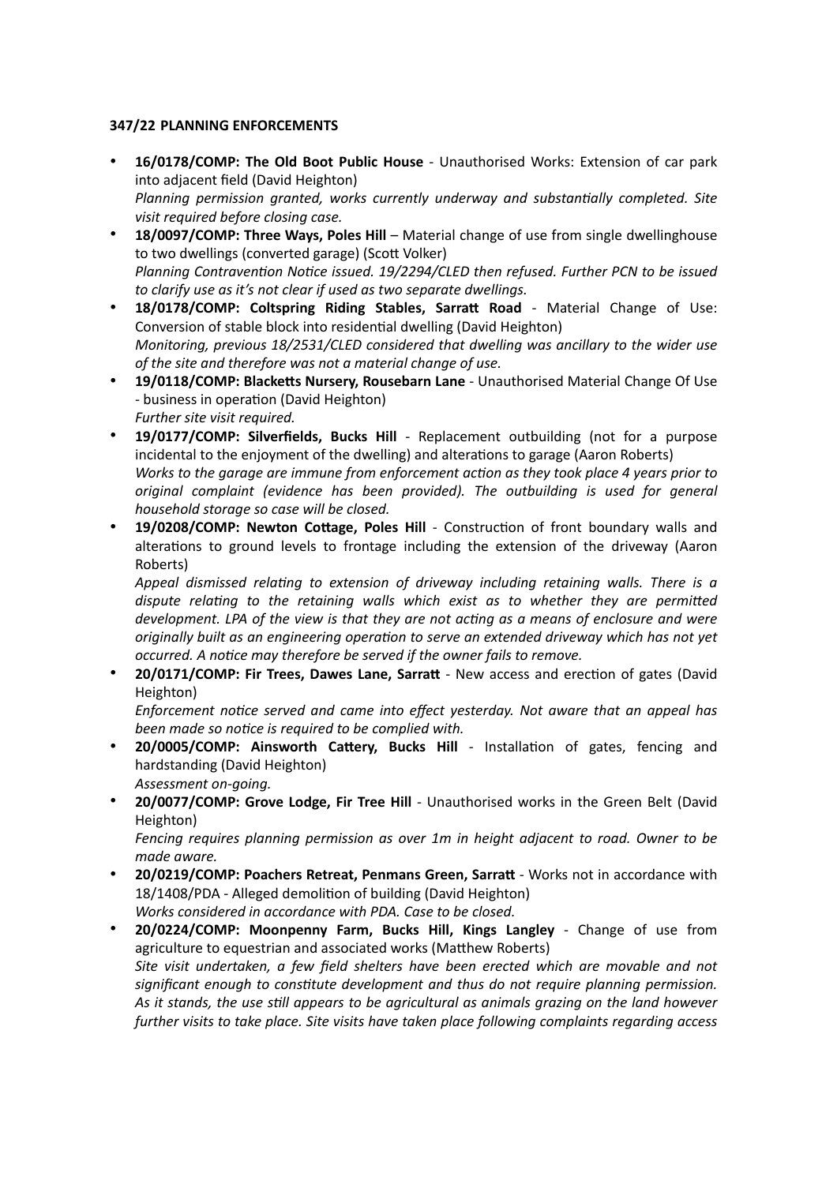**347/22 PLANNING ENFORCEMENTS**

- **16/0178/COMP: The Old Boot Public House** - Unauthorised Works: Extension of car park into adjacent field (David Heighton)
  *Planning permission granted, works currently underway and substantially completed. Site visit required before closing case.*
- **18/0097/COMP: Three Ways, Poles Hill** – Material change of use from single dwellinghouse to two dwellings (converted garage) (Scott Volker)
  *Planning Contravention Notice issued. 19/2294/CLED then refused. Further PCN to be issued to clarify use as it's not clear if used as two separate dwellings.*
- **18/0178/COMP: Coltspring Riding Stables, Sarratt Road** - Material Change of Use: Conversion of stable block into residential dwelling (David Heighton)
  *Monitoring, previous 18/2531/CLED considered that dwelling was ancillary to the wider use of the site and therefore was not a material change of use.*
- **19/0118/COMP: Blacketts Nursery, Rousebarn Lane** - Unauthorised Material Change Of Use - business in operation (David Heighton)
  *Further site visit required.*
- **19/0177/COMP: Silverfields, Bucks Hill** - Replacement outbuilding (not for a purpose incidental to the enjoyment of the dwelling) and alterations to garage (Aaron Roberts)
  *Works to the garage are immune from enforcement action as they took place 4 years prior to original complaint (evidence has been provided). The outbuilding is used for general household storage so case will be closed.*
- **19/0208/COMP: Newton Cottage, Poles Hill** - Construction of front boundary walls and alterations to ground levels to frontage including the extension of the driveway (Aaron Roberts)
  *Appeal dismissed relating to extension of driveway including retaining walls. There is a dispute relating to the retaining walls which exist as to whether they are permitted development. LPA of the view is that they are not acting as a means of enclosure and were originally built as an engineering operation to serve an extended driveway which has not yet occurred. A notice may therefore be served if the owner fails to remove.*
- **20/0171/COMP: Fir Trees, Dawes Lane, Sarratt** - New access and erection of gates (David Heighton)
  *Enforcement notice served and came into effect yesterday. Not aware that an appeal has been made so notice is required to be complied with.*
- **20/0005/COMP: Ainsworth Cattery, Bucks Hill** - Installation of gates, fencing and hardstanding (David Heighton)
  *Assessment on-going.*
- **20/0077/COMP: Grove Lodge, Fir Tree Hill** - Unauthorised works in the Green Belt (David Heighton)
  *Fencing requires planning permission as over 1m in height adjacent to road. Owner to be made aware.*
- **20/0219/COMP: Poachers Retreat, Penmans Green, Sarratt** - Works not in accordance with 18/1408/PDA - Alleged demolition of building (David Heighton)
  *Works considered in accordance with PDA. Case to be closed.*
- **20/0224/COMP: Moonpenny Farm, Bucks Hill, Kings Langley** - Change of use from agriculture to equestrian and associated works (Matthew Roberts)
  *Site visit undertaken, a few field shelters have been erected which are movable and not significant enough to constitute development and thus do not require planning permission. As it stands, the use still appears to be agricultural as animals grazing on the land however further visits to take place. Site visits have taken place following complaints regarding access*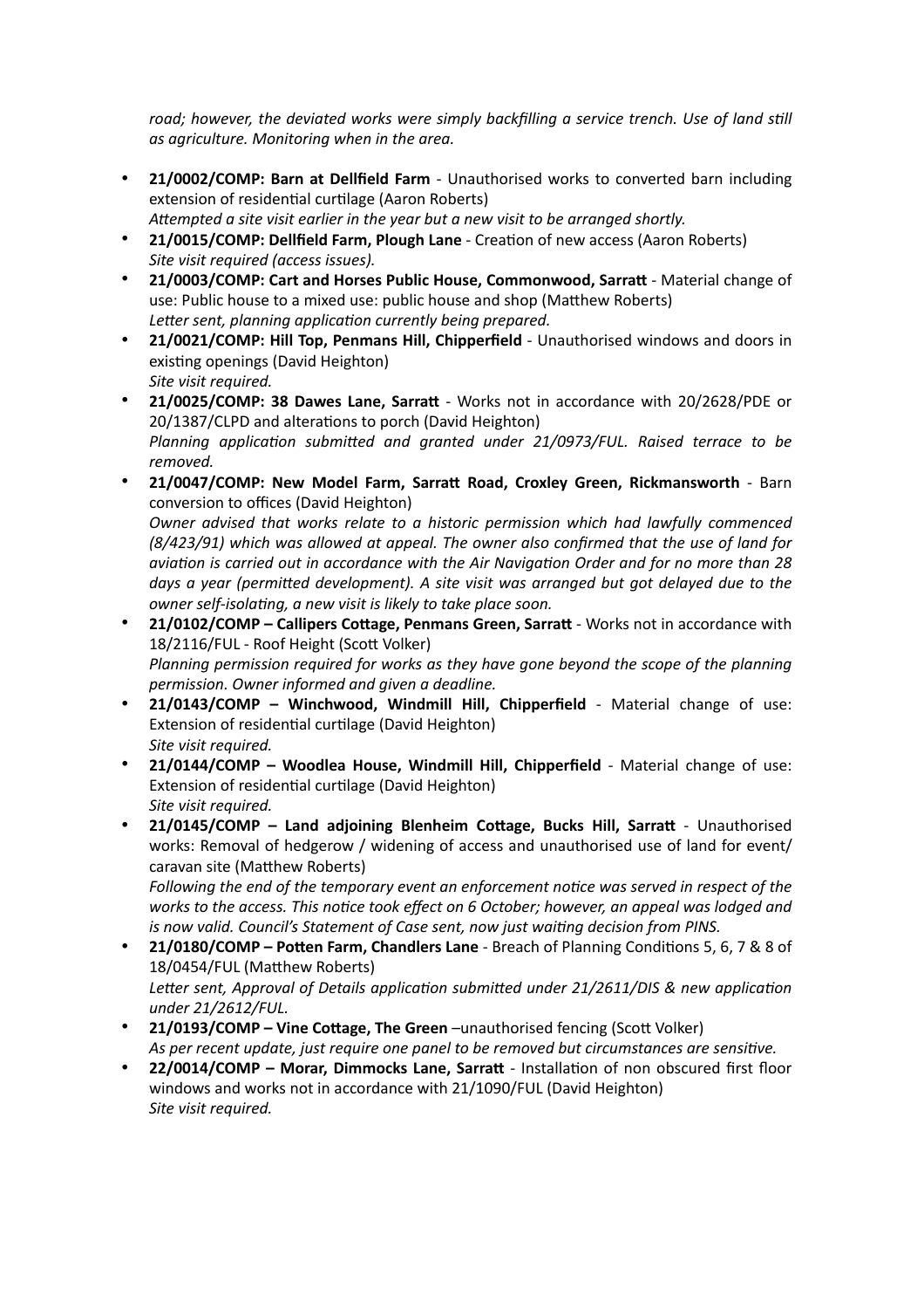*road; however, the deviated works were simply backfilling a service trench. Use of land still as agriculture. Monitoring when in the area.*

- **21/0002/COMP: Barn at Dellfield Farm** - Unauthorised works to converted barn including extension of residential curtilage (Aaron Roberts)
  *Attempted a site visit earlier in the year but a new visit to be arranged shortly.*
- **21/0015/COMP: Dellfield Farm, Plough Lane** - Creation of new access (Aaron Roberts)
  *Site visit required (access issues).*
- **21/0003/COMP: Cart and Horses Public House, Commonwood, Sarratt** - Material change of use: Public house to a mixed use: public house and shop (Matthew Roberts)
  *Letter sent, planning application currently being prepared.*
- **21/0021/COMP: Hill Top, Penmans Hill, Chipperfield** - Unauthorised windows and doors in existing openings (David Heighton)
  *Site visit required.*
- **21/0025/COMP: 38 Dawes Lane, Sarratt** - Works not in accordance with 20/2628/PDE or 20/1387/CLPD and alterations to porch (David Heighton)
  *Planning application submitted and granted under 21/0973/FUL. Raised terrace to be removed.*
- **21/0047/COMP: New Model Farm, Sarratt Road, Croxley Green, Rickmansworth** - Barn conversion to offices (David Heighton)
  *Owner advised that works relate to a historic permission which had lawfully commenced (8/423/91) which was allowed at appeal. The owner also confirmed that the use of land for aviation is carried out in accordance with the Air Navigation Order and for no more than 28 days a year (permitted development). A site visit was arranged but got delayed due to the owner self-isolating, a new visit is likely to take place soon.*
- **21/0102/COMP – Callipers Cottage, Penmans Green, Sarratt** - Works not in accordance with 18/2116/FUL - Roof Height (Scott Volker)
  *Planning permission required for works as they have gone beyond the scope of the planning permission. Owner informed and given a deadline.*
- **21/0143/COMP – Winchwood, Windmill Hill, Chipperfield** - Material change of use: Extension of residential curtilage (David Heighton)
  *Site visit required.*
- **21/0144/COMP – Woodlea House, Windmill Hill, Chipperfield** - Material change of use: Extension of residential curtilage (David Heighton)
  *Site visit required.*
- **21/0145/COMP – Land adjoining Blenheim Cottage, Bucks Hill, Sarratt** - Unauthorised works: Removal of hedgerow / widening of access and unauthorised use of land for event/ caravan site (Matthew Roberts)
  *Following the end of the temporary event an enforcement notice was served in respect of the works to the access. This notice took effect on 6 October; however, an appeal was lodged and is now valid. Council's Statement of Case sent, now just waiting decision from PINS.*
- **21/0180/COMP – Potten Farm, Chandlers Lane** - Breach of Planning Conditions 5, 6, 7 & 8 of 18/0454/FUL (Matthew Roberts)
  *Letter sent, Approval of Details application submitted under 21/2611/DIS & new application under 21/2612/FUL.*
- **21/0193/COMP – Vine Cottage, The Green** –unauthorised fencing (Scott Volker)
  *As per recent update, just require one panel to be removed but circumstances are sensitive.*
- **22/0014/COMP – Morar, Dimmocks Lane, Sarratt** - Installation of non obscured first floor windows and works not in accordance with 21/1090/FUL (David Heighton)
  *Site visit required.*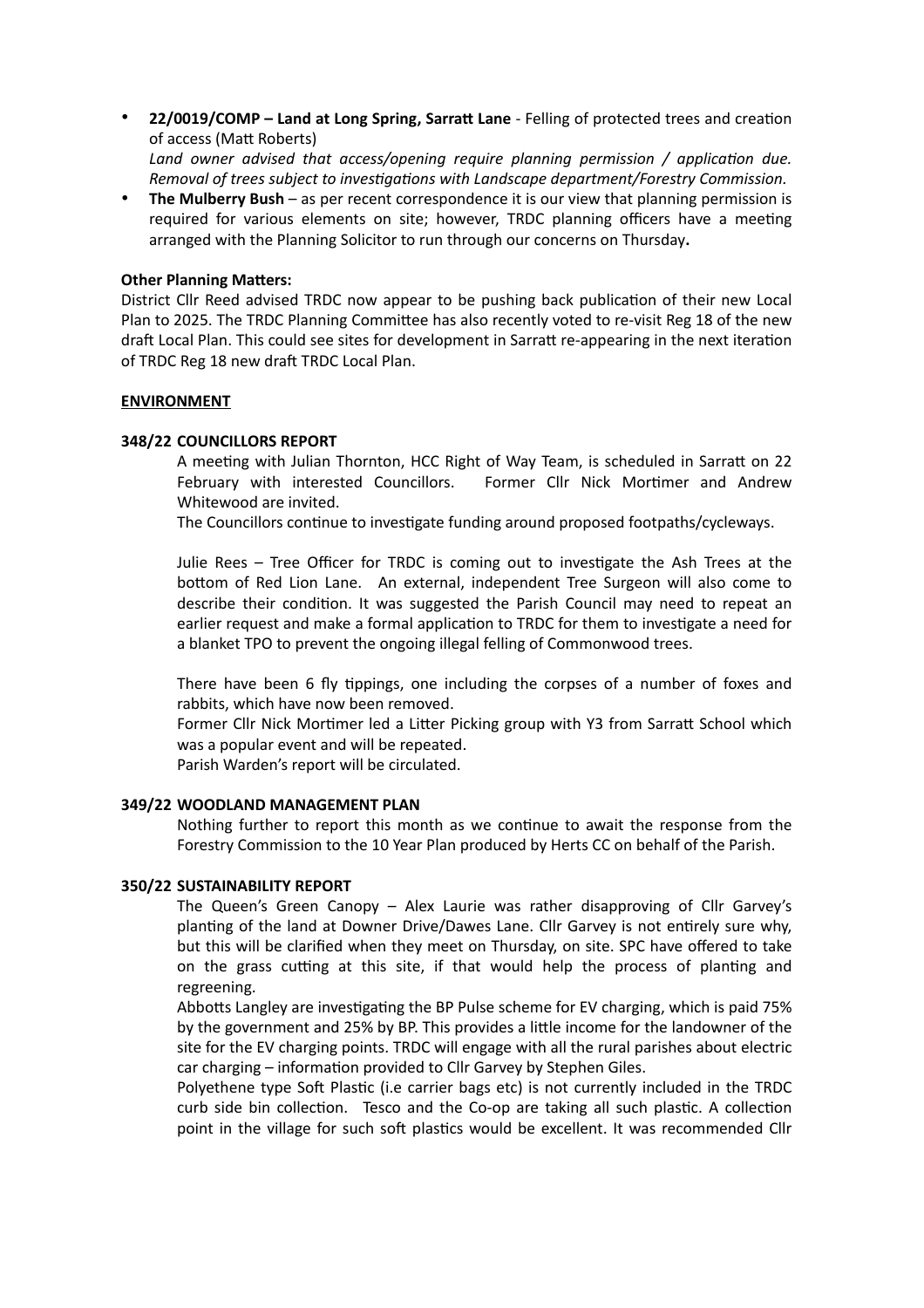- **22/0019/COMP – Land at Long Spring, Sarratt Lane** - Felling of protected trees and creation of access (Matt Roberts)
  *Land owner advised that access/opening require planning permission / application due. Removal of trees subject to investigations with Landscape department/Forestry Commission.*
- **The Mulberry Bush** – as per recent correspondence it is our view that planning permission is required for various elements on site; however, TRDC planning officers have a meeting arranged with the Planning Solicitor to run through our concerns on Thursday**.**

**Other Planning Matters:**

District Cllr Reed advised TRDC now appear to be pushing back publication of their new Local Plan to 2025. The TRDC Planning Committee has also recently voted to re-visit Reg 18 of the new draft Local Plan. This could see sites for development in Sarratt re-appearing in the next iteration of TRDC Reg 18 new draft TRDC Local Plan.

**ENVIRONMENT**

**348/22 COUNCILLORS REPORT**

A meeting with Julian Thornton, HCC Right of Way Team, is scheduled in Sarratt on 22 February with interested Councillors. Former Cllr Nick Mortimer and Andrew Whitewood are invited.

The Councillors continue to investigate funding around proposed footpaths/cycleways.

Julie Rees – Tree Officer for TRDC is coming out to investigate the Ash Trees at the bottom of Red Lion Lane. An external, independent Tree Surgeon will also come to describe their condition. It was suggested the Parish Council may need to repeat an earlier request and make a formal application to TRDC for them to investigate a need for a blanket TPO to prevent the ongoing illegal felling of Commonwood trees.

There have been 6 fly tippings, one including the corpses of a number of foxes and rabbits, which have now been removed.

Former Cllr Nick Mortimer led a Litter Picking group with Y3 from Sarratt School which was a popular event and will be repeated.

Parish Warden's report will be circulated.

**349/22 WOODLAND MANAGEMENT PLAN**

Nothing further to report this month as we continue to await the response from the Forestry Commission to the 10 Year Plan produced by Herts CC on behalf of the Parish.

**350/22 SUSTAINABILITY REPORT**

The Queen's Green Canopy – Alex Laurie was rather disapproving of Cllr Garvey's planting of the land at Downer Drive/Dawes Lane. Cllr Garvey is not entirely sure why, but this will be clarified when they meet on Thursday, on site. SPC have offered to take on the grass cutting at this site, if that would help the process of planting and regreening.

Abbotts Langley are investigating the BP Pulse scheme for EV charging, which is paid 75% by the government and 25% by BP. This provides a little income for the landowner of the site for the EV charging points. TRDC will engage with all the rural parishes about electric car charging – information provided to Cllr Garvey by Stephen Giles.

Polyethene type Soft Plastic (i.e carrier bags etc) is not currently included in the TRDC curb side bin collection. Tesco and the Co-op are taking all such plastic. A collection point in the village for such soft plastics would be excellent. It was recommended Cllr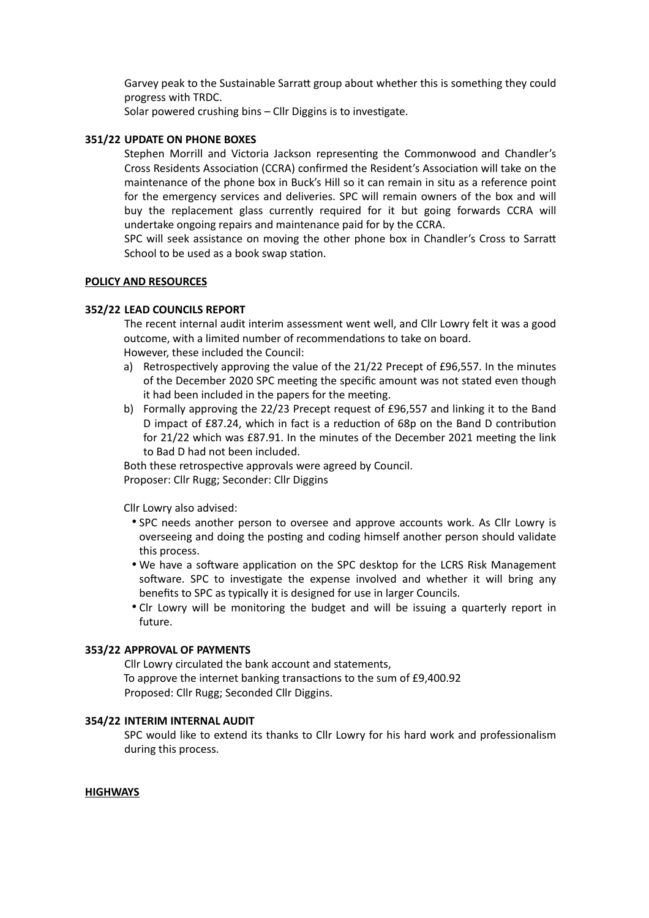Garvey peak to the Sustainable Sarratt group about whether this is something they could progress with TRDC.

Solar powered crushing bins – Cllr Diggins is to investigate.

### 351/22 UPDATE ON PHONE BOXES

Stephen Morrill and Victoria Jackson representing the Commonwood and Chandler's Cross Residents Association (CCRA) confirmed the Resident's Association will take on the maintenance of the phone box in Buck's Hill so it can remain in situ as a reference point for the emergency services and deliveries. SPC will remain owners of the box and will buy the replacement glass currently required for it but going forwards CCRA will undertake ongoing repairs and maintenance paid for by the CCRA.

SPC will seek assistance on moving the other phone box in Chandler's Cross to Sarratt School to be used as a book swap station.

## POLICY AND RESOURCES

### 352/22 LEAD COUNCILS REPORT

The recent internal audit interim assessment went well, and Cllr Lowry felt it was a good outcome, with a limited number of recommendations to take on board.

However, these included the Council:

a) Retrospectively approving the value of the 21/22 Precept of £96,557. In the minutes of the December 2020 SPC meeting the specific amount was not stated even though it had been included in the papers for the meeting.
b) Formally approving the 22/23 Precept request of £96,557 and linking it to the Band D impact of £87.24, which in fact is a reduction of 68p on the Band D contribution for 21/22 which was £87.91. In the minutes of the December 2021 meeting the link to Bad D had not been included.

Both these retrospective approvals were agreed by Council.

Proposer: Cllr Rugg; Seconder: Cllr Diggins

Cllr Lowry also advised:

- SPC needs another person to oversee and approve accounts work. As Cllr Lowry is overseeing and doing the posting and coding himself another person should validate this process.
- We have a software application on the SPC desktop for the LCRS Risk Management software. SPC to investigate the expense involved and whether it will bring any benefits to SPC as typically it is designed for use in larger Councils.
- Clr Lowry will be monitoring the budget and will be issuing a quarterly report in future.

### 353/22 APPROVAL OF PAYMENTS

Cllr Lowry circulated the bank account and statements,

To approve the internet banking transactions to the sum of £9,400.92

Proposed: Cllr Rugg; Seconded Cllr Diggins.

### 354/22 INTERIM INTERNAL AUDIT

SPC would like to extend its thanks to Cllr Lowry for his hard work and professionalism during this process.

## HIGHWAYS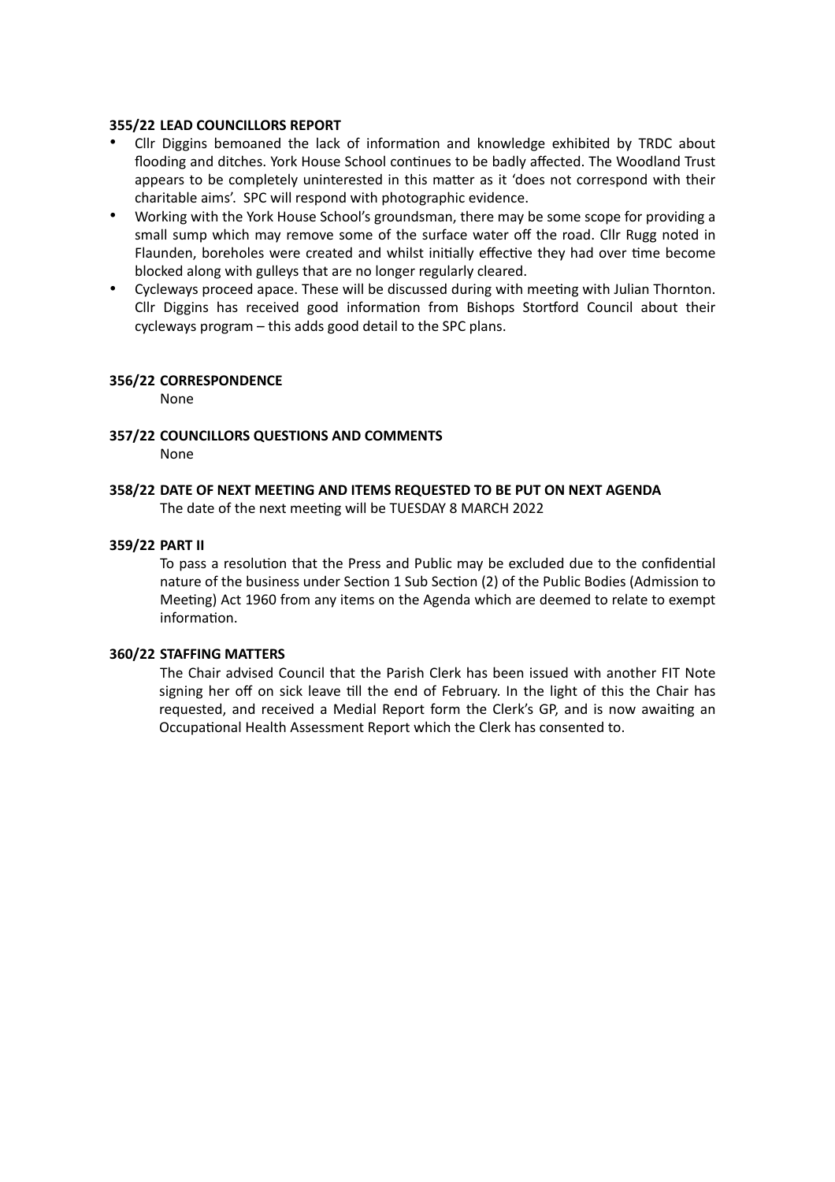**355/22 LEAD COUNCILLORS REPORT**

- Cllr Diggins bemoaned the lack of information and knowledge exhibited by TRDC about flooding and ditches. York House School continues to be badly affected. The Woodland Trust appears to be completely uninterested in this matter as it 'does not correspond with their charitable aims'. SPC will respond with photographic evidence.
- Working with the York House School's groundsman, there may be some scope for providing a small sump which may remove some of the surface water off the road. Cllr Rugg noted in Flaunden, boreholes were created and whilst initially effective they had over time become blocked along with gulleys that are no longer regularly cleared.
- Cycleways proceed apace. These will be discussed during with meeting with Julian Thornton. Cllr Diggins has received good information from Bishops Stortford Council about their cycleways program – this adds good detail to the SPC plans.

**356/22 CORRESPONDENCE**

None

**357/22 COUNCILLORS QUESTIONS AND COMMENTS**

None

**358/22 DATE OF NEXT MEETING AND ITEMS REQUESTED TO BE PUT ON NEXT AGENDA**

The date of the next meeting will be TUESDAY 8 MARCH 2022

**359/22 PART II**

To pass a resolution that the Press and Public may be excluded due to the confidential nature of the business under Section 1 Sub Section (2) of the Public Bodies (Admission to Meeting) Act 1960 from any items on the Agenda which are deemed to relate to exempt information.

**360/22 STAFFING MATTERS**

The Chair advised Council that the Parish Clerk has been issued with another FIT Note signing her off on sick leave till the end of February. In the light of this the Chair has requested, and received a Medial Report form the Clerk's GP, and is now awaiting an Occupational Health Assessment Report which the Clerk has consented to.